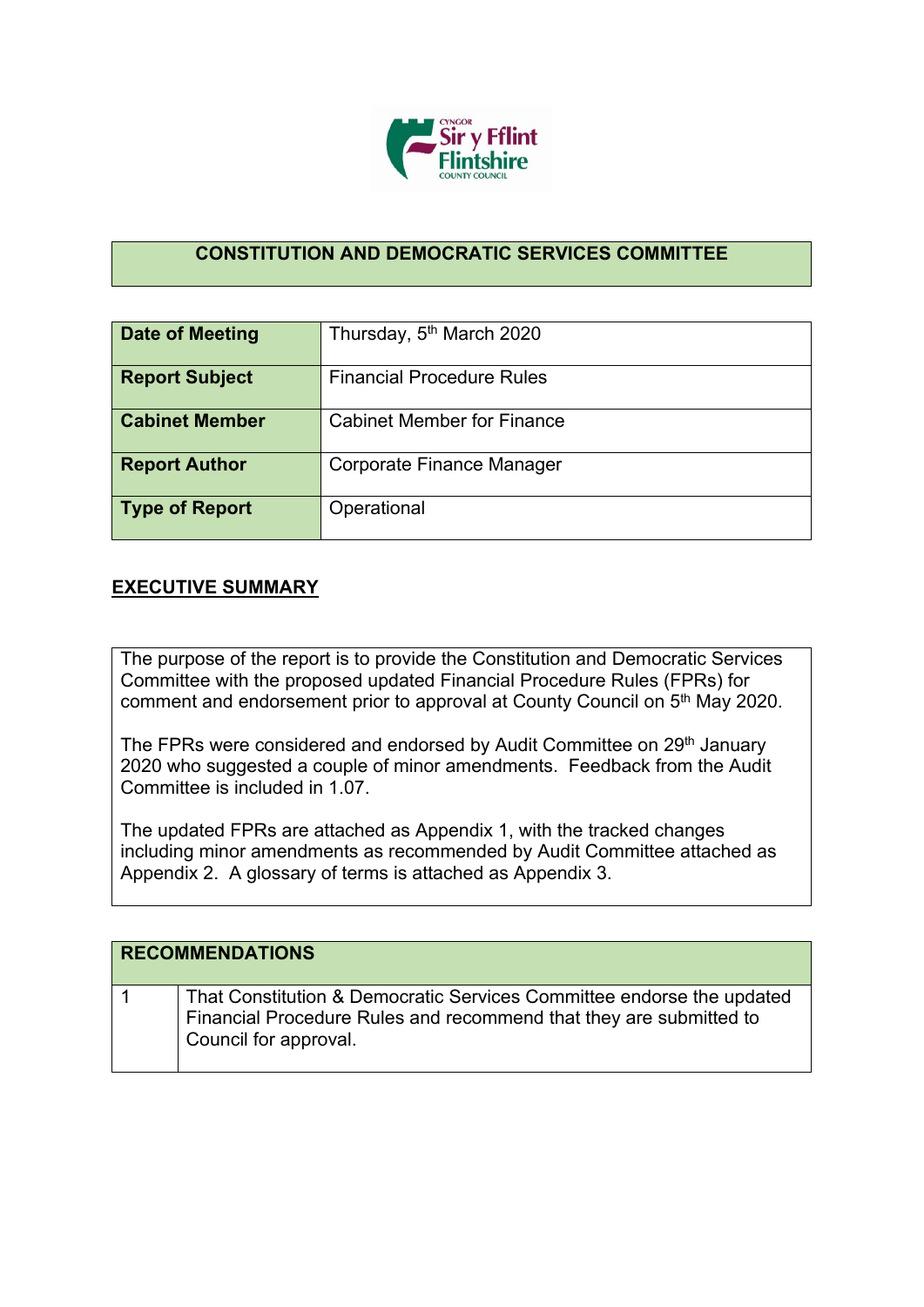## CONSTITUTION AND DEMOCRATIC SERVICES COMMITTEE

| | |
|---|---|
| **Date of Meeting** | Thursday, 5th March 2020 |
| **Report Subject** | Financial Procedure Rules |
| **Cabinet Member** | Cabinet Member for Finance |
| **Report Author** | Corporate Finance Manager |
| **Type of Report** | Operational |

## EXECUTIVE SUMMARY

The purpose of the report is to provide the Constitution and Democratic Services Committee with the proposed updated Financial Procedure Rules (FPRs) for comment and endorsement prior to approval at County Council on 5th May 2020.

The FPRs were considered and endorsed by Audit Committee on 29th January 2020 who suggested a couple of minor amendments. Feedback from the Audit Committee is included in 1.07.

The updated FPRs are attached as Appendix 1, with the tracked changes including minor amendments as recommended by Audit Committee attached as Appendix 2. A glossary of terms is attached as Appendix 3.

| RECOMMENDATIONS | |
|---|---|
| 1 | That Constitution & Democratic Services Committee endorse the updated Financial Procedure Rules and recommend that they are submitted to Council for approval. |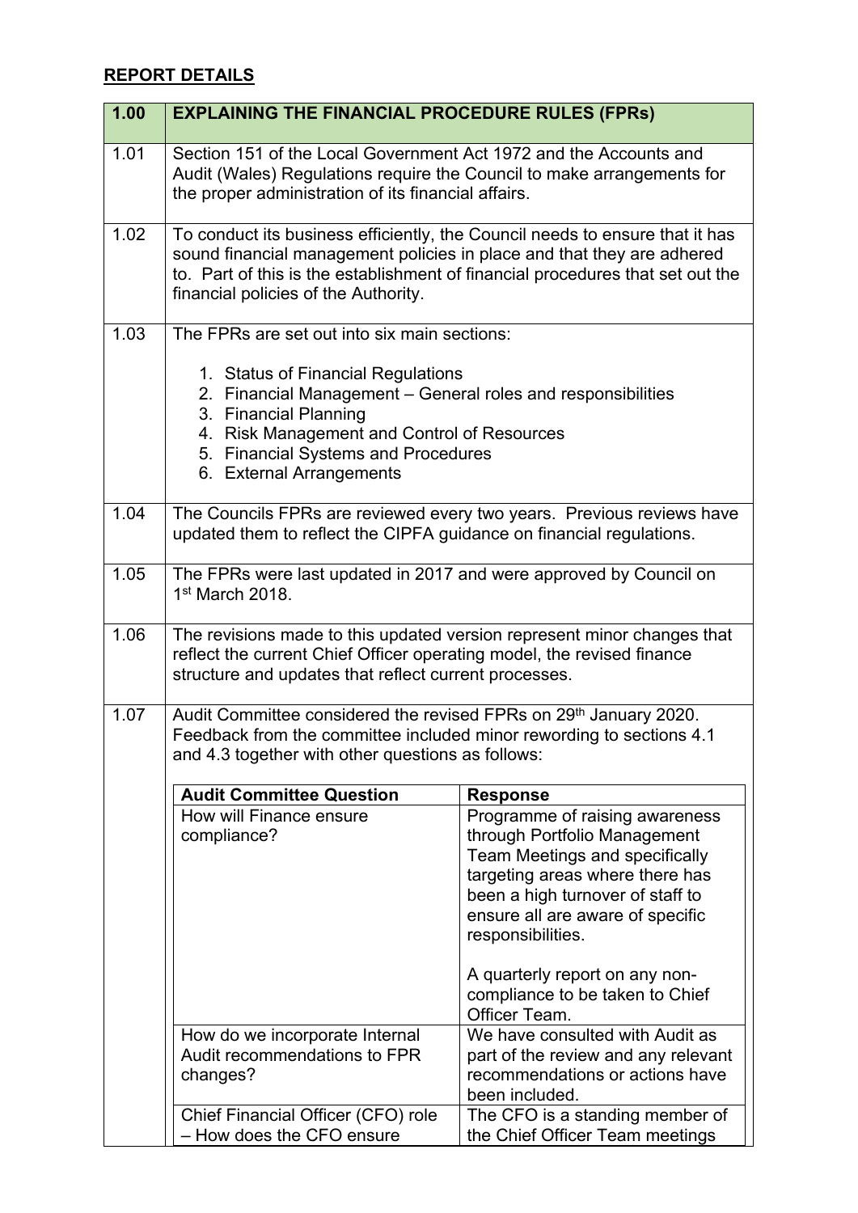## REPORT DETAILS

| 1.00 | EXPLAINING THE FINANCIAL PROCEDURE RULES (FPRs) |
|---|---|
| 1.01 | Section 151 of the Local Government Act 1972 and the Accounts and Audit (Wales) Regulations require the Council to make arrangements for the proper administration of its financial affairs. |
| 1.02 | To conduct its business efficiently, the Council needs to ensure that it has sound financial management policies in place and that they are adhered to. Part of this is the establishment of financial procedures that set out the financial policies of the Authority. |
| 1.03 | The FPRs are set out into six main sections:<br><br>1. Status of Financial Regulations<br>2. Financial Management – General roles and responsibilities<br>3. Financial Planning<br>4. Risk Management and Control of Resources<br>5. Financial Systems and Procedures<br>6. External Arrangements |
| 1.04 | The Councils FPRs are reviewed every two years. Previous reviews have updated them to reflect the CIPFA guidance on financial regulations. |
| 1.05 | The FPRs were last updated in 2017 and were approved by Council on 1st March 2018. |
| 1.06 | The revisions made to this updated version represent minor changes that reflect the current Chief Officer operating model, the revised finance structure and updates that reflect current processes. |
| 1.07 | Audit Committee considered the revised FPRs on 29th January 2020. Feedback from the committee included minor rewording to sections 4.1 and 4.3 together with other questions as follows: |

| Audit Committee Question | Response |
|---|---|
| How will Finance ensure compliance? | Programme of raising awareness through Portfolio Management Team Meetings and specifically targeting areas where there has been a high turnover of staff to ensure all are aware of specific responsibilities.<br><br>A quarterly report on any non-compliance to be taken to Chief Officer Team. |
| How do we incorporate Internal Audit recommendations to FPR changes? | We have consulted with Audit as part of the review and any relevant recommendations or actions have been included. |
| Chief Financial Officer (CFO) role – How does the CFO ensure | The CFO is a standing member of the Chief Officer Team meetings |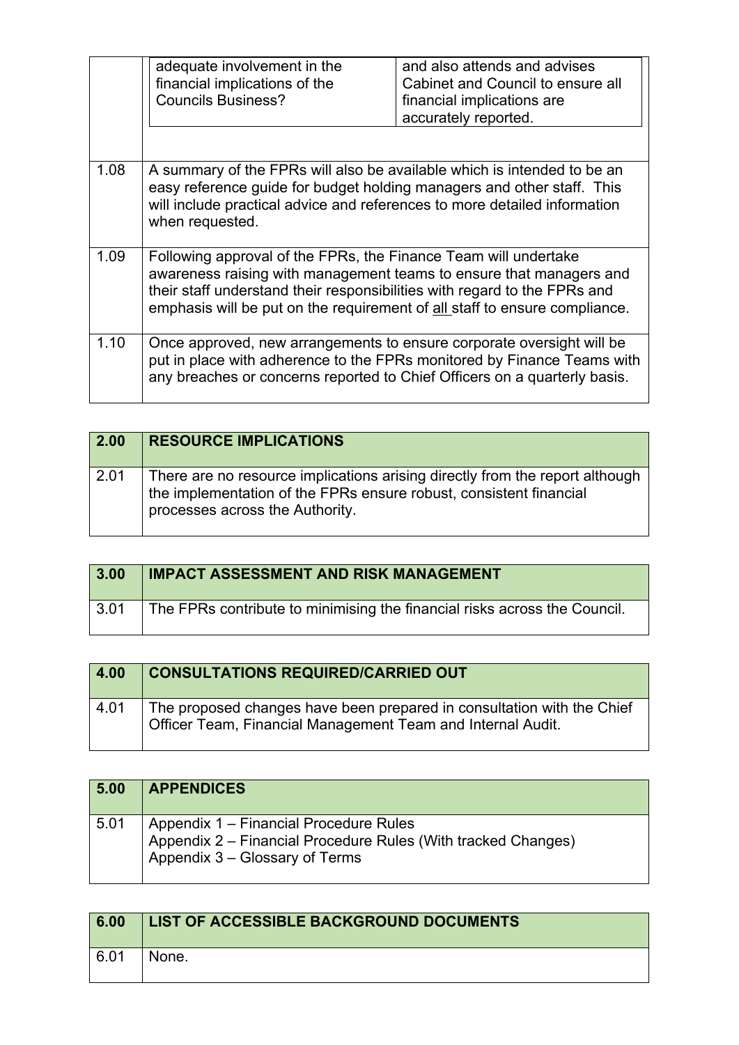| | | |
|---|---|---|
| | adequate involvement in the financial implications of the Councils Business? | and also attends and advises Cabinet and Council to ensure all financial implications are accurately reported. |

| | |
|---|---|
| 1.08 | A summary of the FPRs will also be available which is intended to be an easy reference guide for budget holding managers and other staff. This will include practical advice and references to more detailed information when requested. |
| 1.09 | Following approval of the FPRs, the Finance Team will undertake awareness raising with management teams to ensure that managers and their staff understand their responsibilities with regard to the FPRs and emphasis will be put on the requirement of all staff to ensure compliance. |
| 1.10 | Once approved, new arrangements to ensure corporate oversight will be put in place with adherence to the FPRs monitored by Finance Teams with any breaches or concerns reported to Chief Officers on a quarterly basis. |

| **2.00** | **RESOURCE IMPLICATIONS** |
|---|---|
| 2.01 | There are no resource implications arising directly from the report although the implementation of the FPRs ensure robust, consistent financial processes across the Authority. |

| **3.00** | **IMPACT ASSESSMENT AND RISK MANAGEMENT** |
|---|---|
| 3.01 | The FPRs contribute to minimising the financial risks across the Council. |

| **4.00** | **CONSULTATIONS REQUIRED/CARRIED OUT** |
|---|---|
| 4.01 | The proposed changes have been prepared in consultation with the Chief Officer Team, Financial Management Team and Internal Audit. |

| **5.00** | **APPENDICES** |
|---|---|
| 5.01 | Appendix 1 – Financial Procedure Rules<br>Appendix 2 – Financial Procedure Rules (With tracked Changes)<br>Appendix 3 – Glossary of Terms |

| **6.00** | **LIST OF ACCESSIBLE BACKGROUND DOCUMENTS** |
|---|---|
| 6.01 | None. |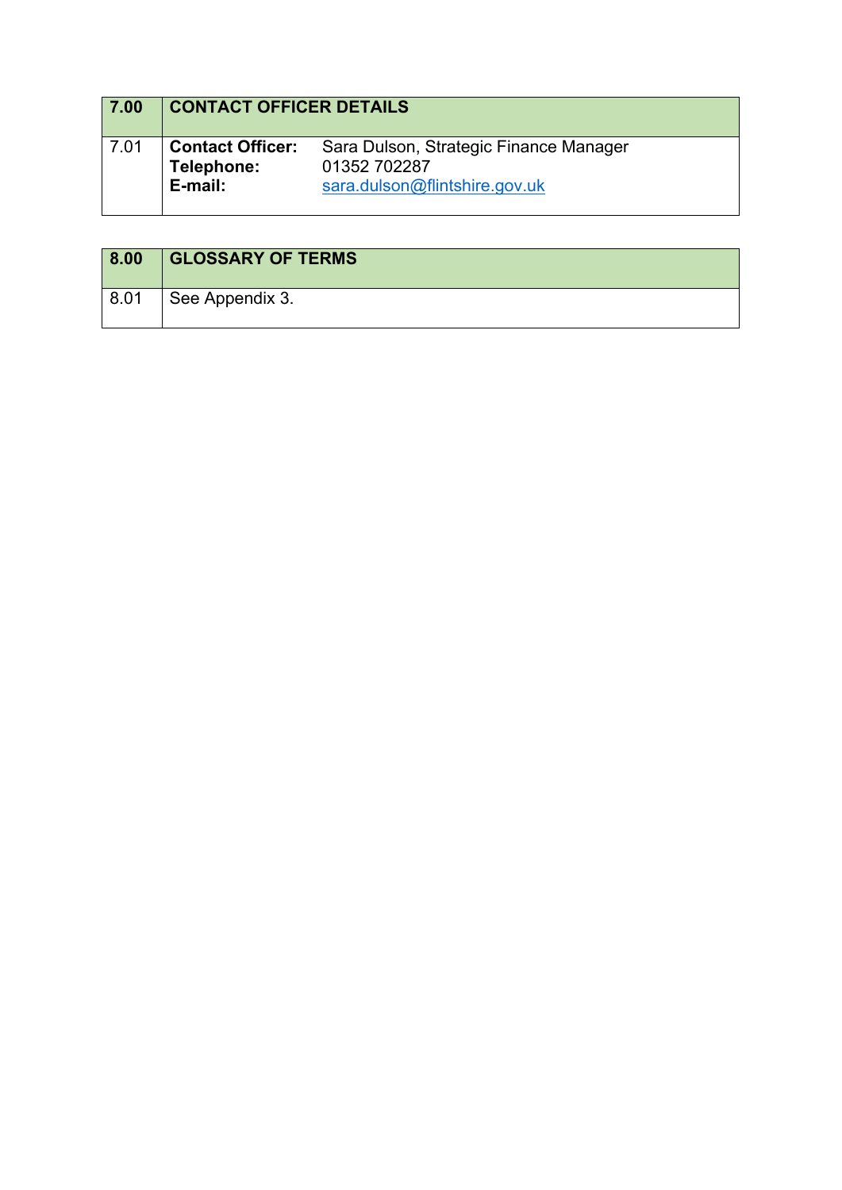| 7.00 | CONTACT OFFICER DETAILS |
| --- | --- |
| 7.01 | **Contact Officer:** Sara Dulson, Strategic Finance Manager<br>**Telephone:** 01352 702287<br>**E-mail:** sara.dulson@flintshire.gov.uk |

| 8.00 | GLOSSARY OF TERMS |
| --- | --- |
| 8.01 | See Appendix 3. |